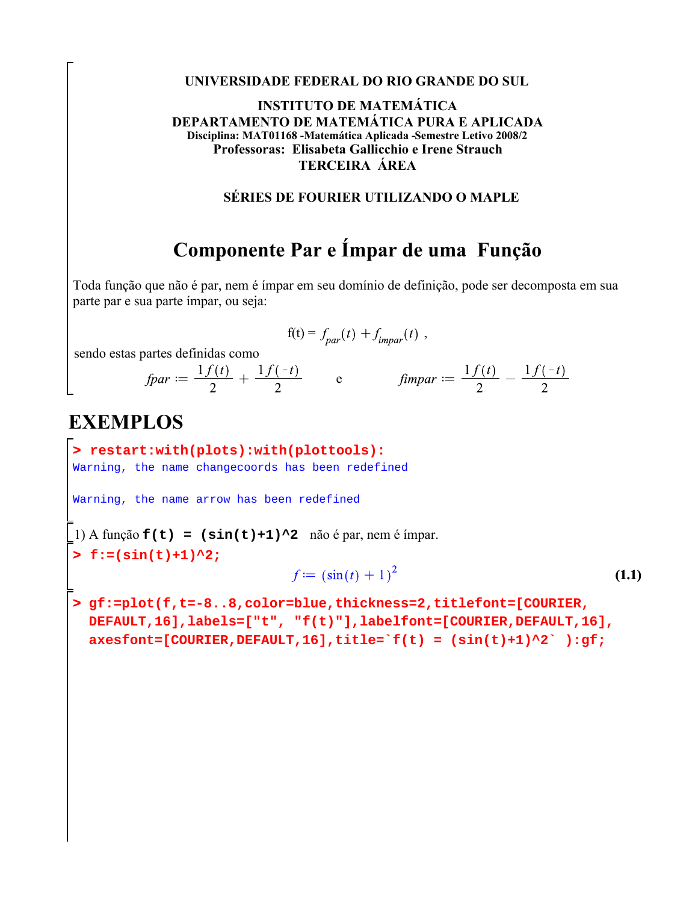**UNIVERSIDADE FEDERAL DO RIO GRANDE DO SUL**

**INSTITUTO DE MATEMÁTICA**
**DEPARTAMENTO DE MATEMÁTICA PURA E APLICADA**
**Disciplina: MAT01168 -Matemática Aplicada -Semestre Letivo 2008/2**
**Professoras: Elisabeta Gallicchio e Irene Strauch**
**TERCEIRA ÁREA**

**SÉRIES DE FOURIER UTILIZANDO O MAPLE**

## Componente Par e Ímpar de uma Função

Toda função que não é par, nem é ímpar em seu domínio de definição, pode ser decomposta em sua parte par e sua parte ímpar, ou seja:

$$f(t) = f_{par}(t) + f_{impar}(t) \ ,$$

sendo estas partes definidas como

$$fpar := \frac{1\,f(t)}{2} + \frac{1\,f(-t)}{2} \qquad \text{e} \qquad fimpar := \frac{1\,f(t)}{2} - \frac{1\,f(-t)}{2}$$

# EXEMPLOS

```
> restart:with(plots):with(plottools):
Warning, the name changecoords has been redefined

Warning, the name arrow has been redefined
```

1) A função **f(t) = (sin(t)+1)^2** não é par, nem é ímpar.

```
> f:=(sin(t)+1)^2;
```

$$f := (\sin(t) + 1)^2 \qquad \textbf{(1.1)}$$

```
> gf:=plot(f,t=-8..8,color=blue,thickness=2,titlefont=[COURIER,
  DEFAULT,16],labels=["t", "f(t)"],labelfont=[COURIER,DEFAULT,16],
  axesfont=[COURIER,DEFAULT,16],title=`f(t) = (sin(t)+1)^2` ):gf;
```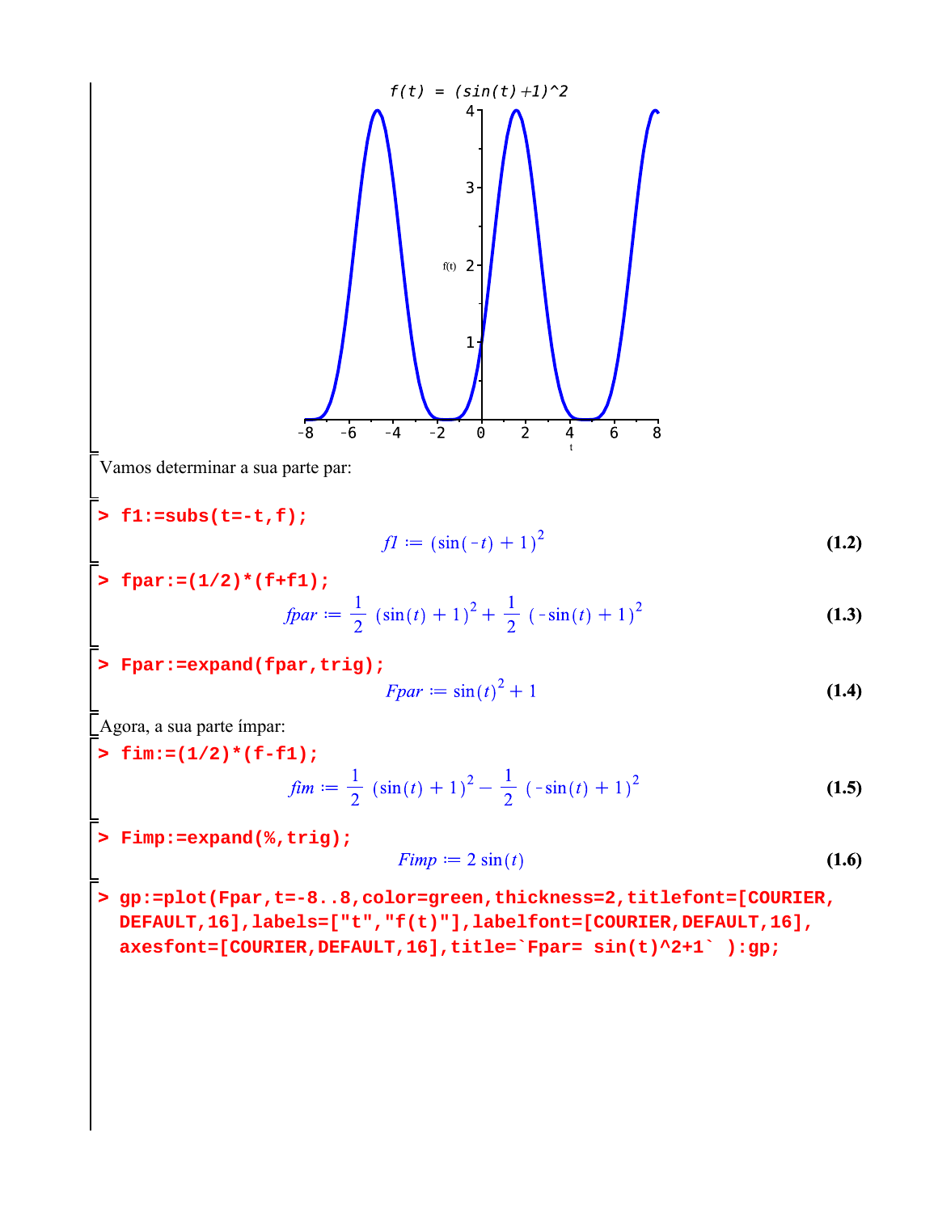Vamos determinar a sua parte par:

```
> f1:=subs(t=-t,f);
```

$$f1 := (\sin(-t)+1)^2 \tag{1.2}$$

```
> fpar:=(1/2)*(f+f1);
```

$$fpar := \frac{1}{2}\,(\sin(t)+1)^2 + \frac{1}{2}\,(-\sin(t)+1)^2 \tag{1.3}$$

```
> Fpar:=expand(fpar,trig);
```

$$Fpar := \sin(t)^2 + 1 \tag{1.4}$$

Agora, a sua parte ímpar:

```
> fim:=(1/2)*(f-f1);
```

$$fim := \frac{1}{2}\,(\sin(t)+1)^2 - \frac{1}{2}\,(-\sin(t)+1)^2 \tag{1.5}$$

```
> Fimp:=expand(%,trig);
```

$$Fimp := 2\sin(t) \tag{1.6}$$

```
> gp:=plot(Fpar,t=-8..8,color=green,thickness=2,titlefont=[COURIER,
  DEFAULT,16],labels=["t","f(t)"],labelfont=[COURIER,DEFAULT,16],
  axesfont=[COURIER,DEFAULT,16],title=`Fpar= sin(t)^2+1` ):gp;
```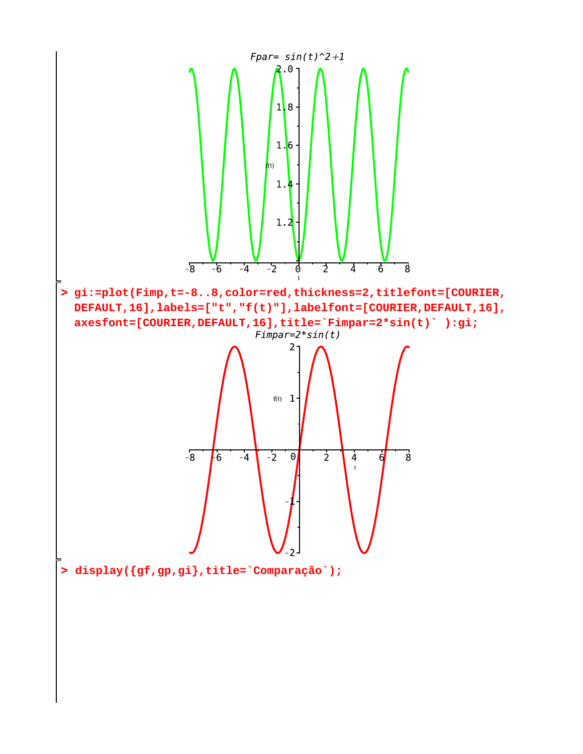Fpar= sin(t)^2+1

```
> gi:=plot(Fimp,t=-8..8,color=red,thickness=2,titlefont=[COURIER,
  DEFAULT,16],labels=["t","f(t)"],labelfont=[COURIER,DEFAULT,16],
  axesfont=[COURIER,DEFAULT,16],title=`Fimpar=2*sin(t)` ):gi;
```

Fimpar=2*sin(t)

```
> display({gf,gp,gi},title=`Comparação`);
```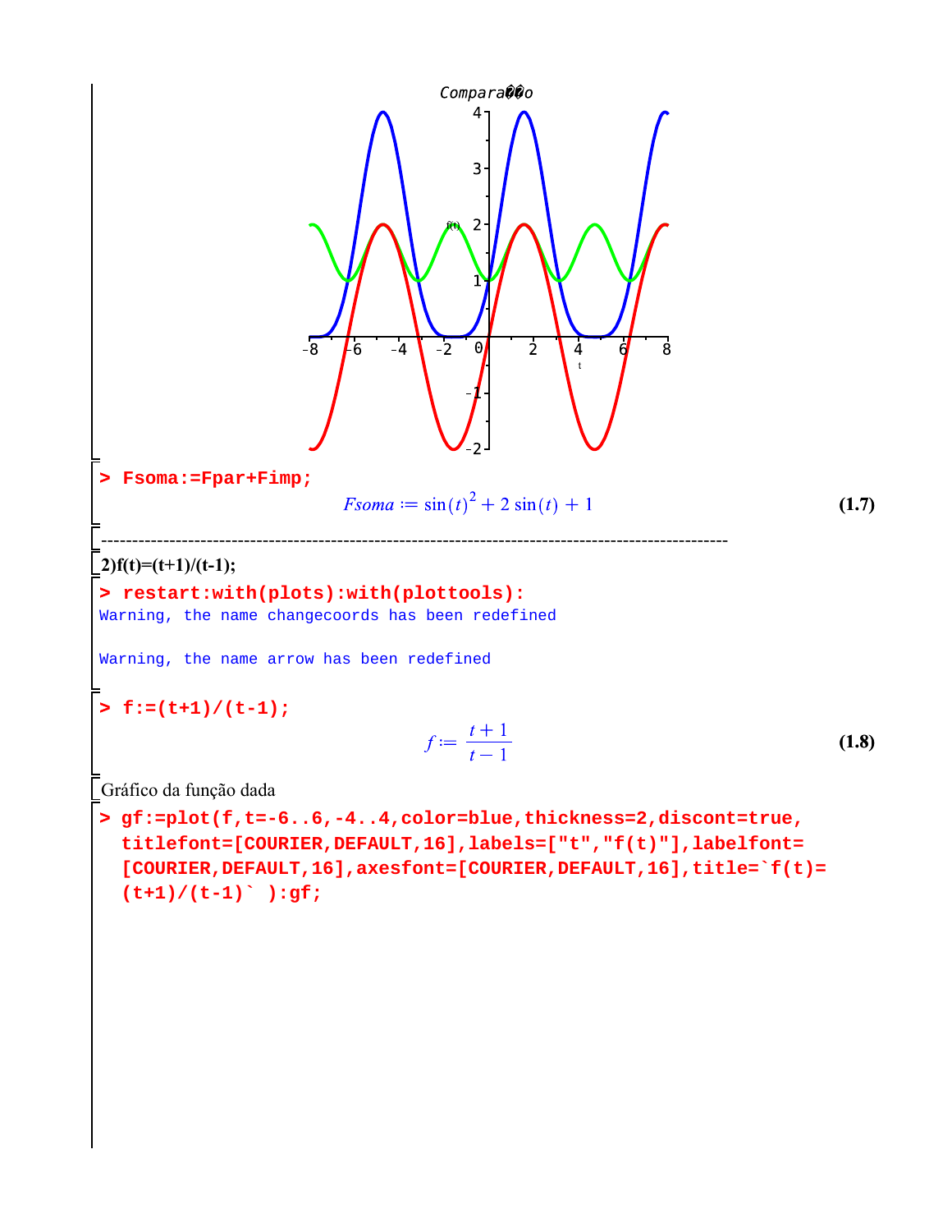```
> Fsoma:=Fpar+Fimp;
```

$$Fsoma := \sin(t)^2 + 2\sin(t) + 1 \qquad \textbf{(1.7)}$$

---

**2)f(t)=(t+1)/(t-1);**

```
> restart:with(plots):with(plottools):
Warning, the name changecoords has been redefined

Warning, the name arrow has been redefined
```

```
> f:=(t+1)/(t-1);
```

$$f := \frac{t+1}{t-1} \qquad \textbf{(1.8)}$$

Gráfico da função dada

```
> gf:=plot(f,t=-6..6,-4..4,color=blue,thickness=2,discont=true,
  titlefont=[COURIER,DEFAULT,16],labels=["t","f(t)"],labelfont=
  [COURIER,DEFAULT,16],axesfont=[COURIER,DEFAULT,16],title=`f(t)=
  (t+1)/(t-1)` ):gf;
```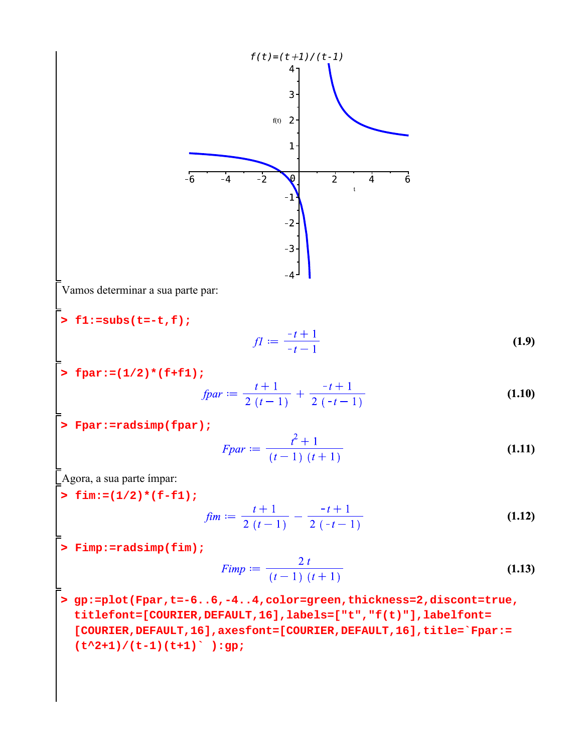Vamos determinar a sua parte par:

```
> f1:=subs(t=-t,f);
```

$$f1 := \frac{-t+1}{-t-1} \quad (1.9)$$

```
> fpar:=(1/2)*(f+f1);
```

$$fpar := \frac{t+1}{2\,(t-1)} + \frac{-t+1}{2\,(-t-1)} \quad (1.10)$$

```
> Fpar:=radsimp(fpar);
```

$$Fpar := \frac{t^2+1}{(t-1)\,(t+1)} \quad (1.11)$$

Agora, a sua parte ímpar:

```
> fim:=(1/2)*(f-f1);
```

$$fim := \frac{t+1}{2\,(t-1)} - \frac{-t+1}{2\,(-t-1)} \quad (1.12)$$

```
> Fimp:=radsimp(fim);
```

$$Fimp := \frac{2\,t}{(t-1)\,(t+1)} \quad (1.13)$$

```
> gp:=plot(Fpar,t=-6..6,-4..4,color=green,thickness=2,discont=true,
  titlefont=[COURIER,DEFAULT,16],labels=["t","f(t)"],labelfont=
  [COURIER,DEFAULT,16],axesfont=[COURIER,DEFAULT,16],title=`Fpar:=
  (t^2+1)/(t-1)(t+1)` ):gp;
```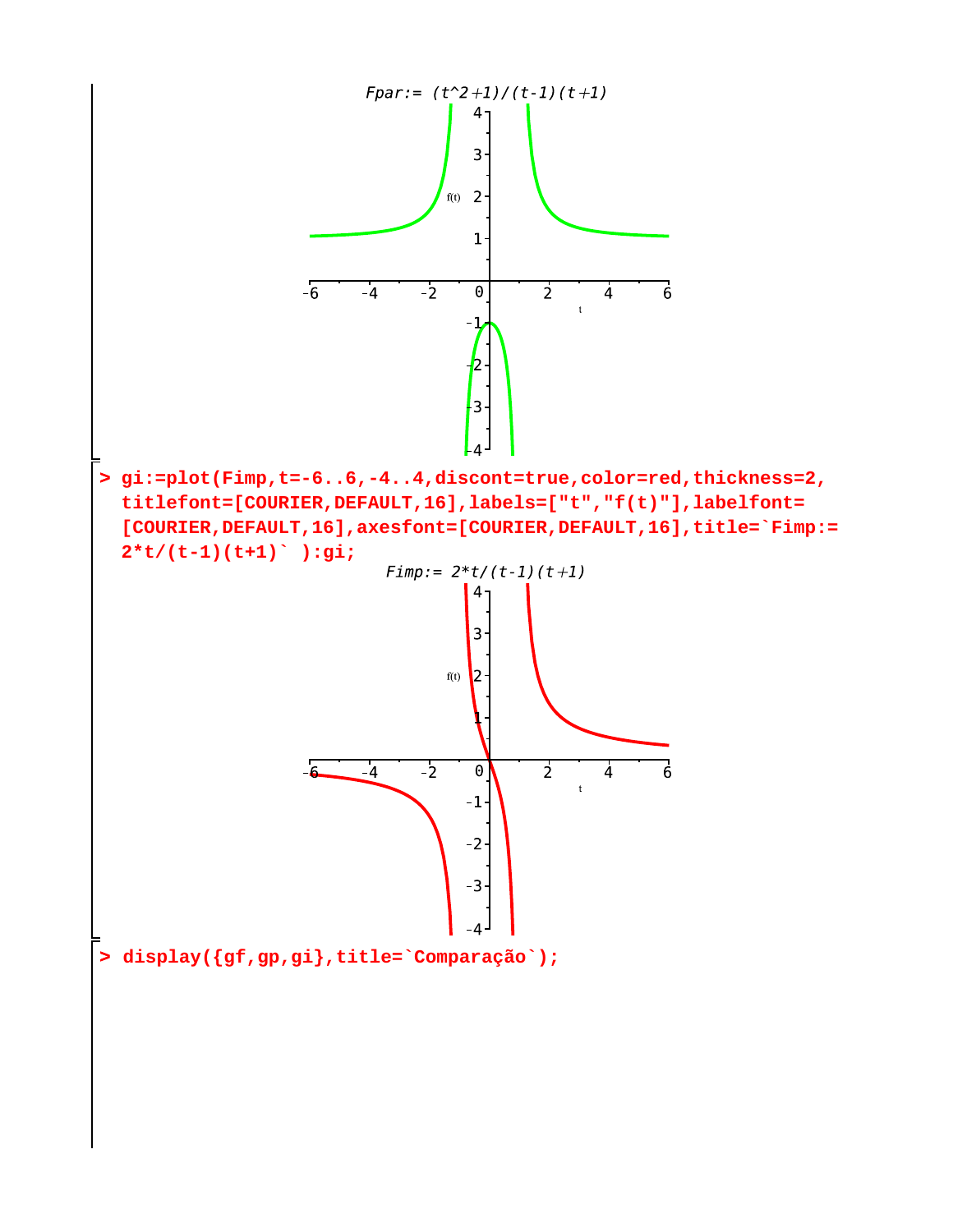```
> gi:=plot(Fimp,t=-6..6,-4..4,discont=true,color=red,thickness=2,
  titlefont=[COURIER,DEFAULT,16],labels=["t","f(t)"],labelfont=
  [COURIER,DEFAULT,16],axesfont=[COURIER,DEFAULT,16],title=`Fimp:=
  2*t/(t-1)(t+1)` ):gi;
```

```
> display({gf,gp,gi},title=`Comparação`);
```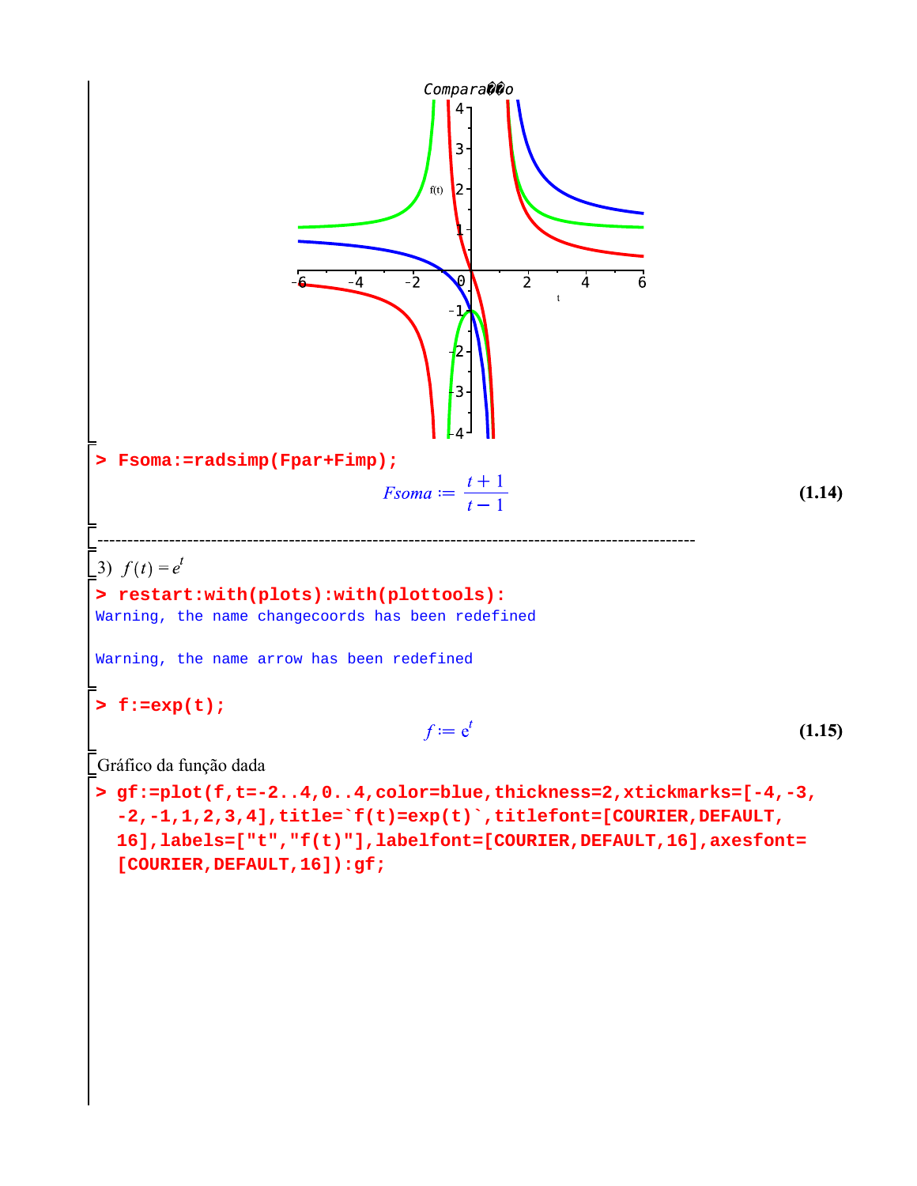```
> Fsoma:=radsimp(Fpar+Fimp);
```

$$Fsoma := \frac{t+1}{t-1} \tag{1.14}$$

---

3) $f(t) = e^t$

```
> restart:with(plots):with(plottools):
```

```
Warning, the name changecoords has been redefined

Warning, the name arrow has been redefined
```

```
> f:=exp(t);
```

$$f := e^t \tag{1.15}$$

Gráfico da função dada

```
> gf:=plot(f,t=-2..4,0..4,color=blue,thickness=2,xtickmarks=[-4,-3,
  -2,-1,1,2,3,4],title=`f(t)=exp(t)`,titlefont=[COURIER,DEFAULT,
  16],labels=["t","f(t)"],labelfont=[COURIER,DEFAULT,16],axesfont=
  [COURIER,DEFAULT,16]):gf;
```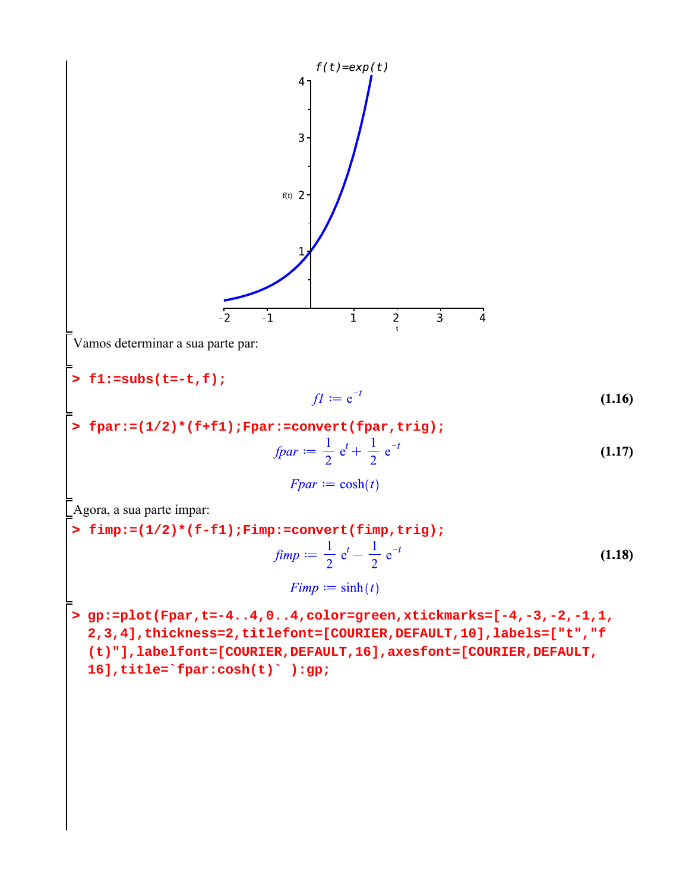Vamos determinar a sua parte par:

```
> f1:=subs(t=-t,f);
```

$$f1 := e^{-t} \quad \textbf{(1.16)}$$

```
> fpar:=(1/2)*(f+f1);Fpar:=convert(fpar,trig);
```

$$fpar := \frac{1}{2}\, e^{t} + \frac{1}{2}\, e^{-t} \quad \textbf{(1.17)}$$

$$Fpar := \cosh(t)$$

Agora, a sua parte ímpar:

```
> fimp:=(1/2)*(f-f1);Fimp:=convert(fimp,trig);
```

$$fimp := \frac{1}{2}\, e^{t} - \frac{1}{2}\, e^{-t} \quad \textbf{(1.18)}$$

$$Fimp := \sinh(t)$$

```
> gp:=plot(Fpar,t=-4..4,0..4,color=green,xtickmarks=[-4,-3,-2,-1,1,
  2,3,4],thickness=2,titlefont=[COURIER,DEFAULT,10],labels=["t","f
  (t)"],labelfont=[COURIER,DEFAULT,16],axesfont=[COURIER,DEFAULT,
  16],title=`fpar:cosh(t)` ):gp;
```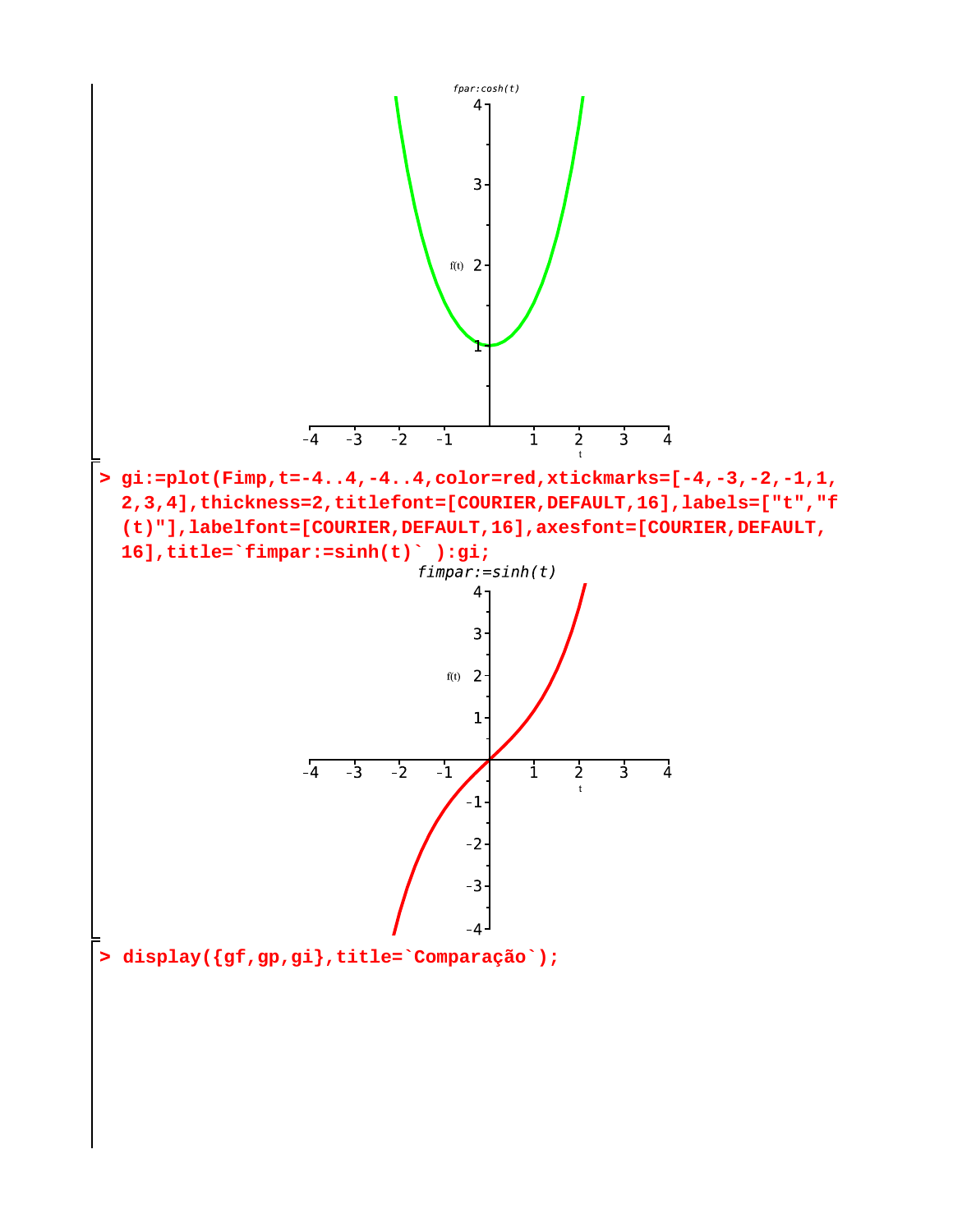```
> gi:=plot(Fimp,t=-4..4,-4..4,color=red,xtickmarks=[-4,-3,-2,-1,1,
  2,3,4],thickness=2,titlefont=[COURIER,DEFAULT,16],labels=["t","f
  (t)"],labelfont=[COURIER,DEFAULT,16],axesfont=[COURIER,DEFAULT,
  16],title=`fimpar:=sinh(t)` ):gi;
```

```
> display({gf,gp,gi},title=`Comparação`);
```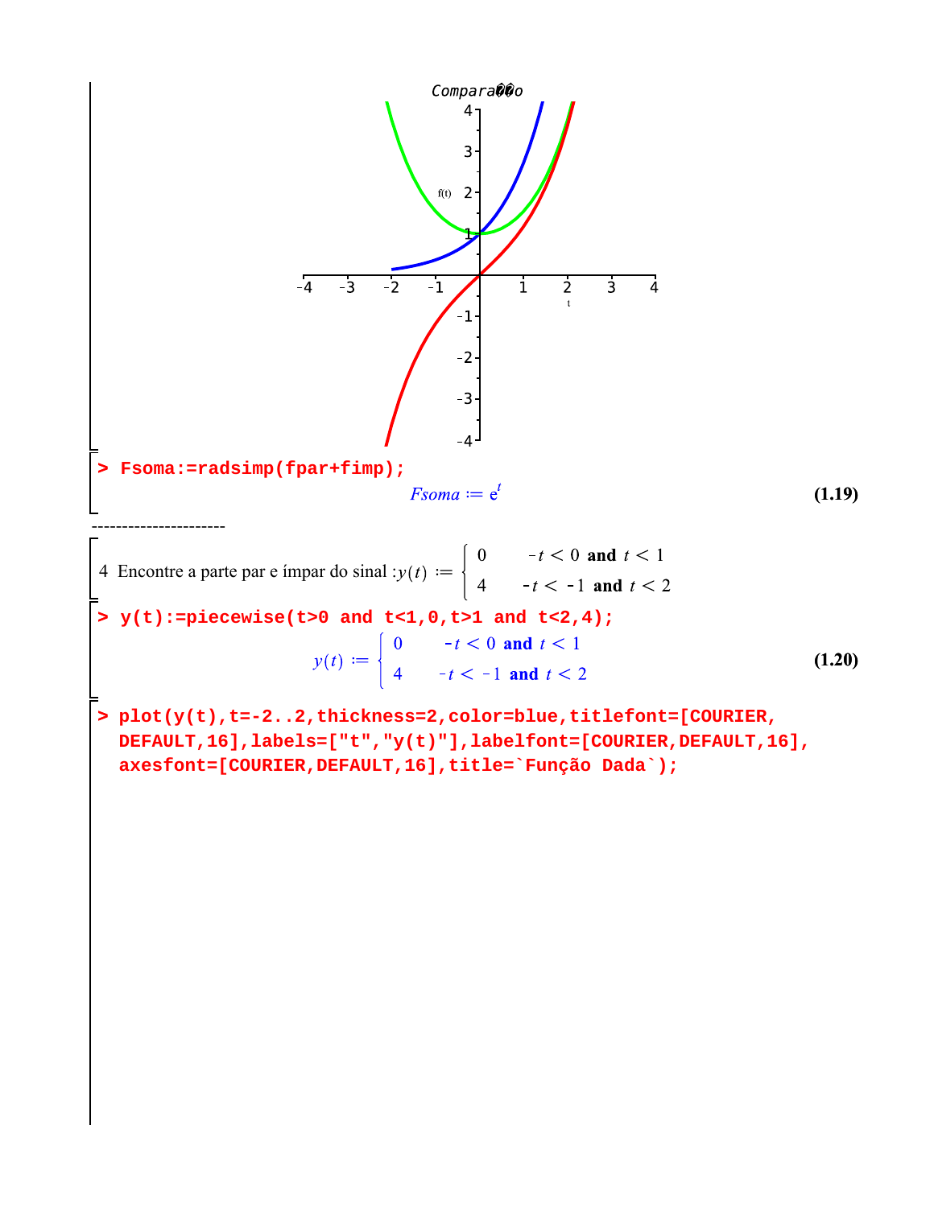Comparação

```
> Fsoma:=radsimp(fpar+fimp);
```

$$Fsoma := e^t \tag{1.19}$$

----------------------

4 Encontre a parte par e ímpar do sinal : $y(t) := \begin{cases} 0 & -t < 0 \text{ and } t < 1 \\ 4 & -t < -1 \text{ and } t < 2 \end{cases}$

```
> y(t):=piecewise(t>0 and t<1,0,t>1 and t<2,4);
```

$$y(t) := \begin{cases} 0 & -t < 0 \text{ and } t < 1 \\ 4 & -t < -1 \text{ and } t < 2 \end{cases} \tag{1.20}$$

```
> plot(y(t),t=-2..2,thickness=2,color=blue,titlefont=[COURIER,
  DEFAULT,16],labels=["t","y(t)"],labelfont=[COURIER,DEFAULT,16],
  axesfont=[COURIER,DEFAULT,16],title=`Função Dada`);
```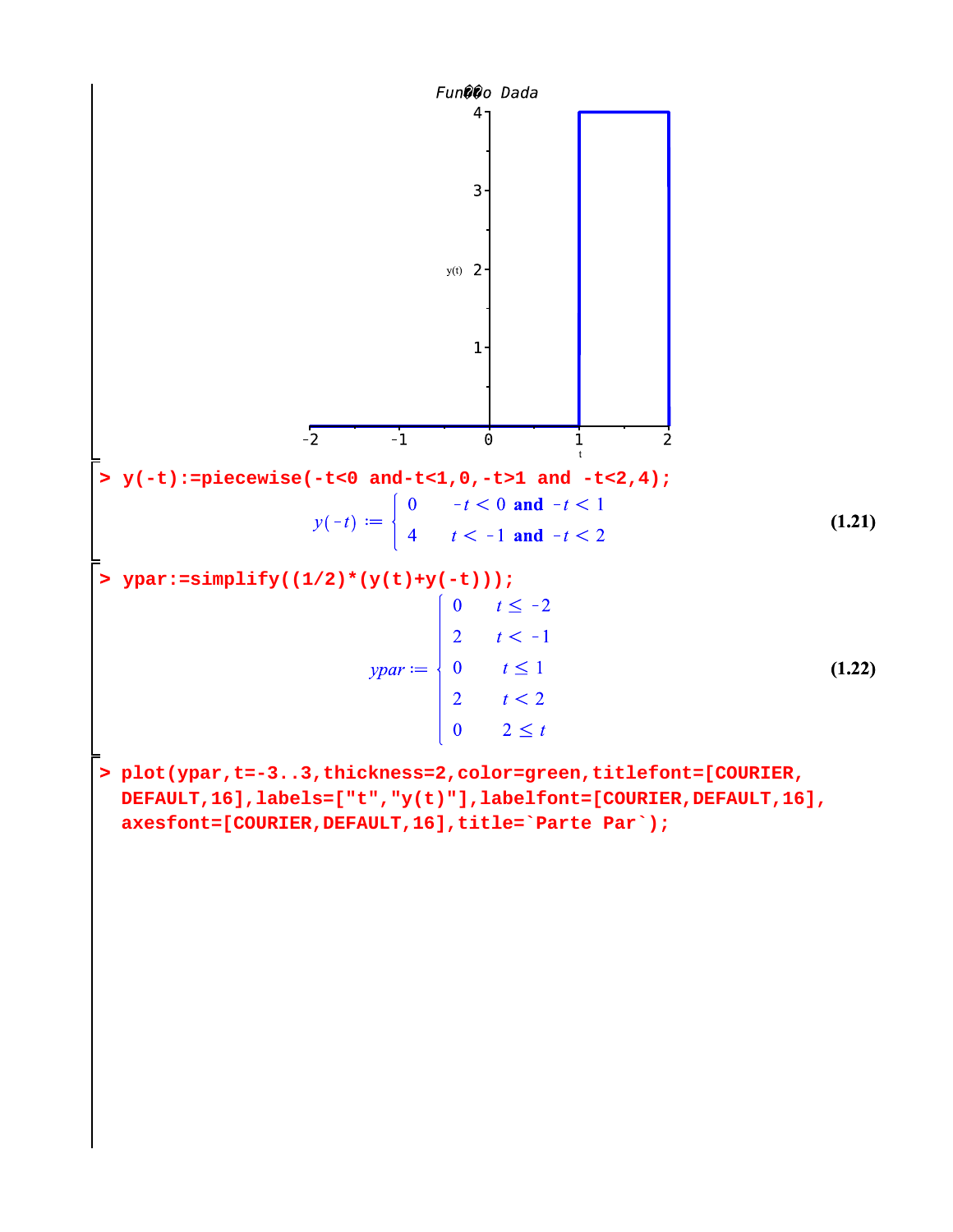Fun��o Dada

```
> y(-t):=piecewise(-t<0 and-t<1,0,-t>1 and -t<2,4);
```

$$y(-t) := \begin{cases} 0 & -t < 0 \textbf{ and } -t < 1 \\ 4 & t < -1 \textbf{ and } -t < 2 \end{cases} \tag{1.21}$$

```
> ypar:=simplify((1/2)*(y(t)+y(-t)));
```

$$ypar := \begin{cases} 0 & t \leq -2 \\ 2 & t < -1 \\ 0 & t \leq 1 \\ 2 & t < 2 \\ 0 & 2 \leq t \end{cases} \tag{1.22}$$

```
> plot(ypar,t=-3..3,thickness=2,color=green,titlefont=[COURIER,
  DEFAULT,16],labels=["t","y(t)"],labelfont=[COURIER,DEFAULT,16],
  axesfont=[COURIER,DEFAULT,16],title=`Parte Par`);
```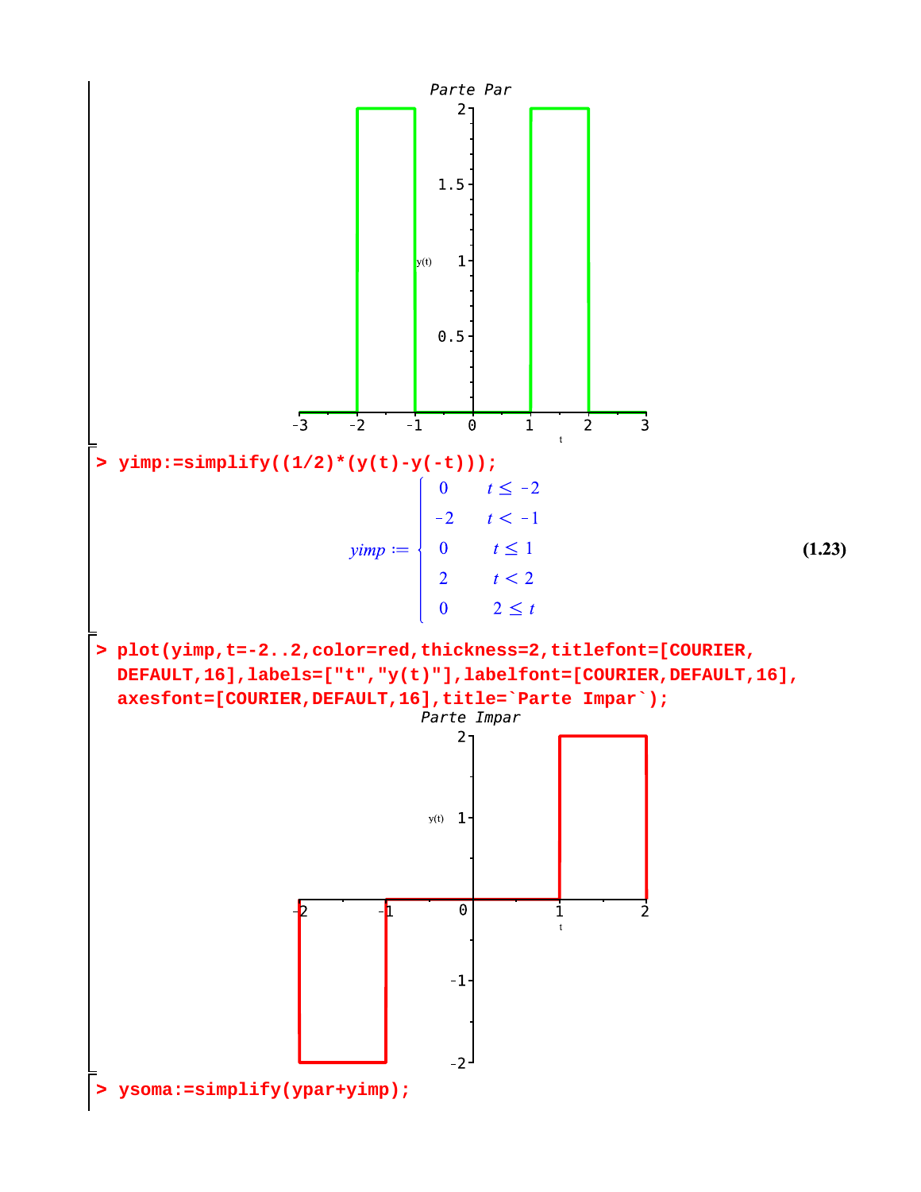Parte Par

```
> yimp:=simplify((1/2)*(y(t)-y(-t)));
```

$$yimp := \begin{cases} 0 & t \leq -2 \\ -2 & t < -1 \\ 0 & t \leq 1 \\ 2 & t < 2 \\ 0 & 2 \leq t \end{cases} \qquad \textbf{(1.23)}$$

```
> plot(yimp,t=-2..2,color=red,thickness=2,titlefont=[COURIER,
  DEFAULT,16],labels=["t","y(t)"],labelfont=[COURIER,DEFAULT,16],
  axesfont=[COURIER,DEFAULT,16],title=`Parte Impar`);
```

Parte Impar

```
> ysoma:=simplify(ypar+yimp);
```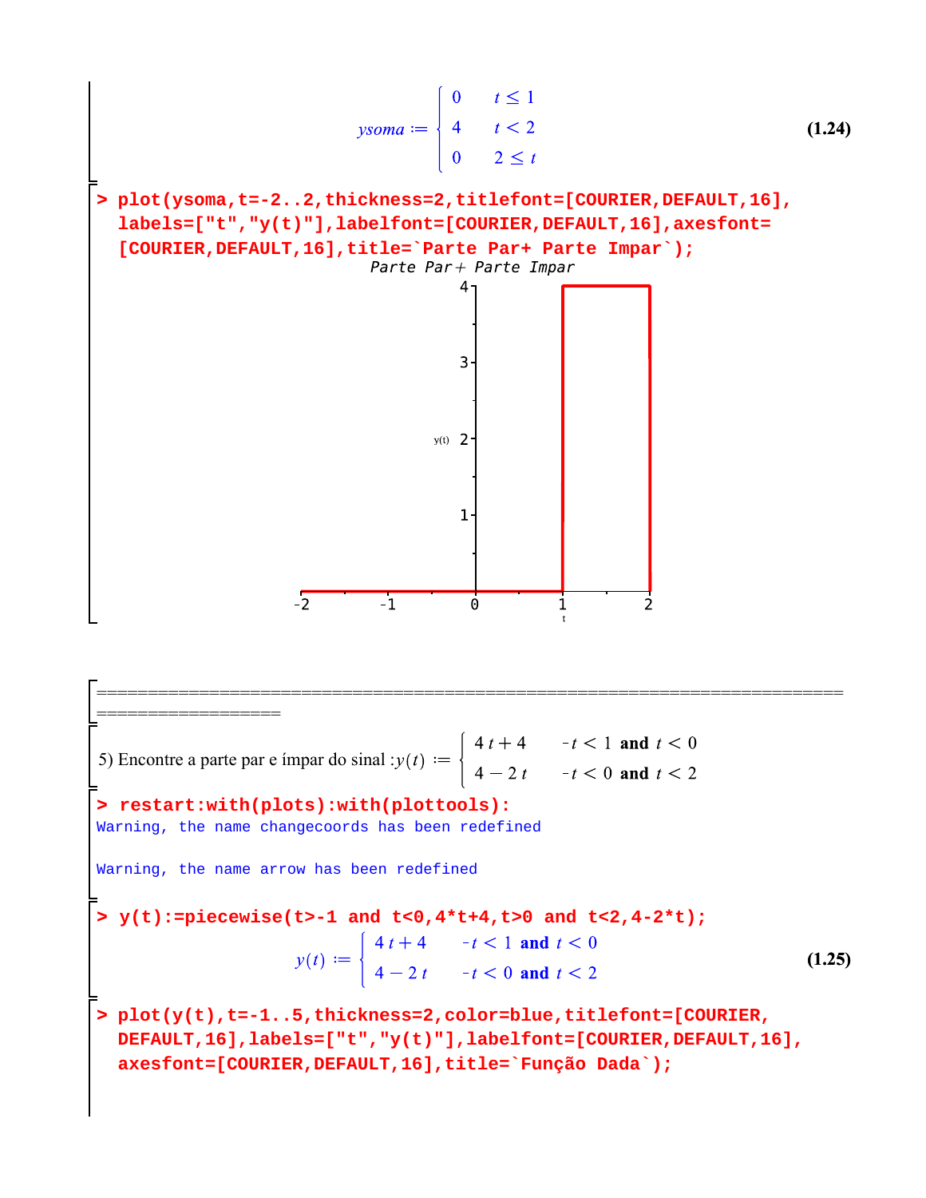$$ysoma := \begin{cases} 0 & t \leq 1 \\ 4 & t < 2 \\ 0 & 2 \leq t \end{cases} \quad (1.24)$$

```
> plot(ysoma,t=-2..2,thickness=2,titlefont=[COURIER,DEFAULT,16],
  labels=["t","y(t)"],labelfont=[COURIER,DEFAULT,16],axesfont=
  [COURIER,DEFAULT,16],title=`Parte Par+ Parte Impar`);
```

Parte Par + Parte Impar

==================================================================================================

5) Encontre a parte par e ímpar do sinal : $y(t) := \begin{cases} 4t+4 & -t < 1 \textbf{ and } t < 0 \\ 4-2t & -t < 0 \textbf{ and } t < 2 \end{cases}$

```
> restart:with(plots):with(plottools):
Warning, the name changecoords has been redefined

Warning, the name arrow has been redefined
```

```
> y(t):=piecewise(t>-1 and t<0,4*t+4,t>0 and t<2,4-2*t);
```

$$y(t) := \begin{cases} 4t+4 & -t < 1 \textbf{ and } t < 0 \\ 4-2t & -t < 0 \textbf{ and } t < 2 \end{cases} \quad (1.25)$$

```
> plot(y(t),t=-1..5,thickness=2,color=blue,titlefont=[COURIER,
  DEFAULT,16],labels=["t","y(t)"],labelfont=[COURIER,DEFAULT,16],
  axesfont=[COURIER,DEFAULT,16],title=`Função Dada`);
```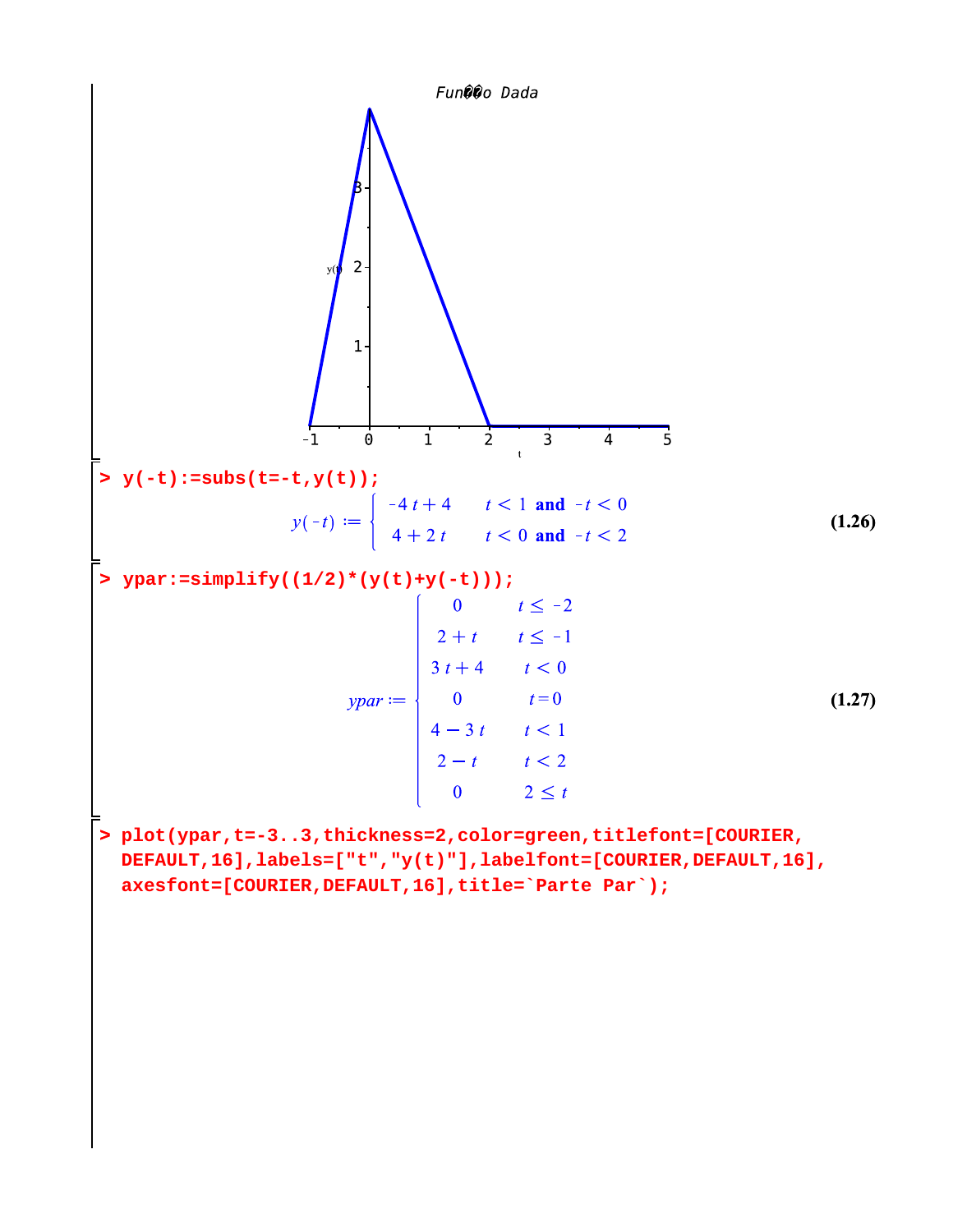Fun��o Dada

```
> y(-t):=subs(t=-t,y(t));
```

$$y(-t) := \begin{cases} -4\,t+4 & t < 1 \textbf{ and } -t < 0 \\ 4+2\,t & t < 0 \textbf{ and } -t < 2 \end{cases} \tag{1.26}$$

```
> ypar:=simplify((1/2)*(y(t)+y(-t)));
```

$$ypar := \begin{cases} 0 & t \leq -2 \\ 2+t & t \leq -1 \\ 3\,t+4 & t < 0 \\ 0 & t = 0 \\ 4-3\,t & t < 1 \\ 2-t & t < 2 \\ 0 & 2 \leq t \end{cases} \tag{1.27}$$

```
> plot(ypar,t=-3..3,thickness=2,color=green,titlefont=[COURIER,
  DEFAULT,16],labels=["t","y(t)"],labelfont=[COURIER,DEFAULT,16],
  axesfont=[COURIER,DEFAULT,16],title=`Parte Par`);
```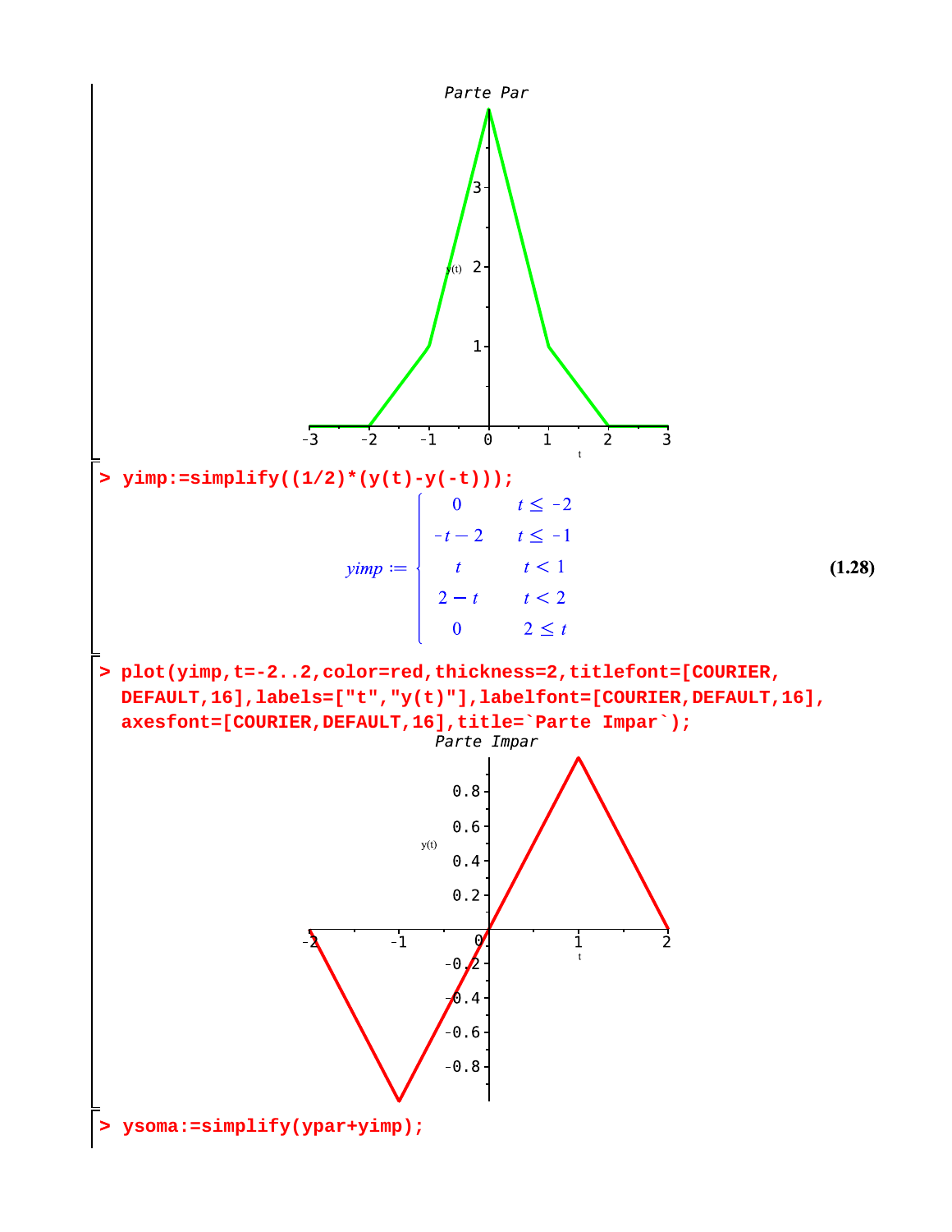Parte Par

```
> yimp:=simplify((1/2)*(y(t)-y(-t)));
```

$$yimp := \begin{cases} 0 & t \leq -2 \\ -t-2 & t \leq -1 \\ t & t < 1 \\ 2-t & t < 2 \\ 0 & 2 \leq t \end{cases} \quad \textbf{(1.28)}$$

```
> plot(yimp,t=-2..2,color=red,thickness=2,titlefont=[COURIER,
  DEFAULT,16],labels=["t","y(t)"],labelfont=[COURIER,DEFAULT,16],
  axesfont=[COURIER,DEFAULT,16],title=`Parte Impar`);
```

Parte Impar

```
> ysoma:=simplify(ypar+yimp);
```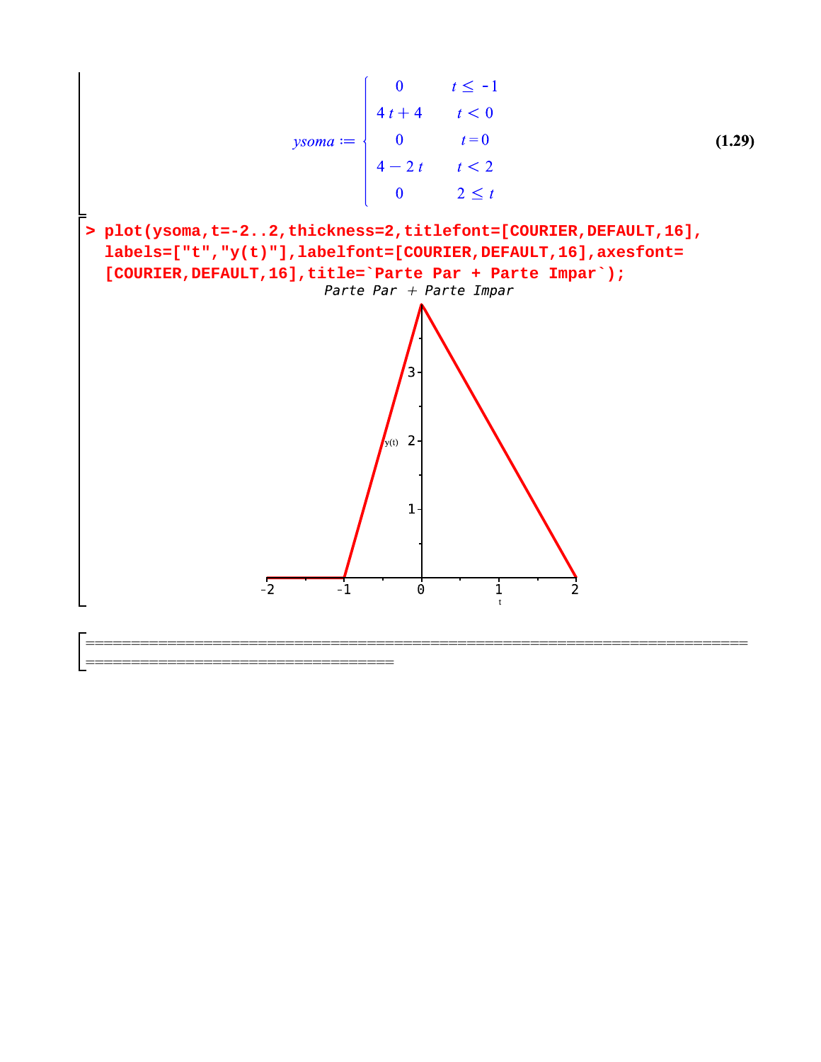$$ysoma := \begin{cases} 0 & t \leq -1 \\ 4\,t + 4 & t < 0 \\ 0 & t = 0 \\ 4 - 2\,t & t < 2 \\ 0 & 2 \leq t \end{cases} \tag{1.29}$$

```
> plot(ysoma,t=-2..2,thickness=2,titlefont=[COURIER,DEFAULT,16],
  labels=["t","y(t)"],labelfont=[COURIER,DEFAULT,16],axesfont=
  [COURIER,DEFAULT,16],title=`Parte Par + Parte Impar`);
```

Parte Par + Parte Impar

y(t)

3
2
1

-2 -1 0 1 2

t

===============================================================================================